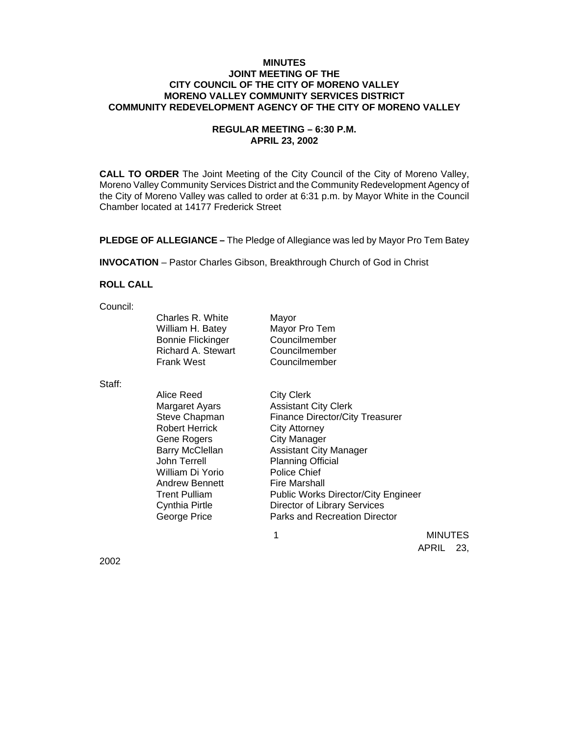# MINUTES
## JOINT MEETING OF THE
## CITY COUNCIL OF THE CITY OF MORENO VALLEY
## MORENO VALLEY COMMUNITY SERVICES DISTRICT
## COMMUNITY REDEVELOPMENT AGENCY OF THE CITY OF MORENO VALLEY

### REGULAR MEETING – 6:30 P.M.
### APRIL 23, 2002

**CALL TO ORDER** The Joint Meeting of the City Council of the City of Moreno Valley, Moreno Valley Community Services District and the Community Redevelopment Agency of the City of Moreno Valley was called to order at 6:31 p.m. by Mayor White in the Council Chamber located at 14177 Frederick Street

**PLEDGE OF ALLEGIANCE –** The Pledge of Allegiance was led by Mayor Pro Tem Batey

**INVOCATION** – Pastor Charles Gibson, Breakthrough Church of God in Christ

**ROLL CALL**

Council:

| | |
|---|---|
| Charles R. White | Mayor |
| William H. Batey | Mayor Pro Tem |
| Bonnie Flickinger | Councilmember |
| Richard A. Stewart | Councilmember |
| Frank West | Councilmember |

Staff:

| | |
|---|---|
| Alice Reed | City Clerk |
| Margaret Ayars | Assistant City Clerk |
| Steve Chapman | Finance Director/City Treasurer |
| Robert Herrick | City Attorney |
| Gene Rogers | City Manager |
| Barry McClellan | Assistant City Manager |
| John Terrell | Planning Official |
| William Di Yorio | Police Chief |
| Andrew Bennett | Fire Marshall |
| Trent Pulliam | Public Works Director/City Engineer |
| Cynthia Pirtle | Director of Library Services |
| George Price | Parks and Recreation Director |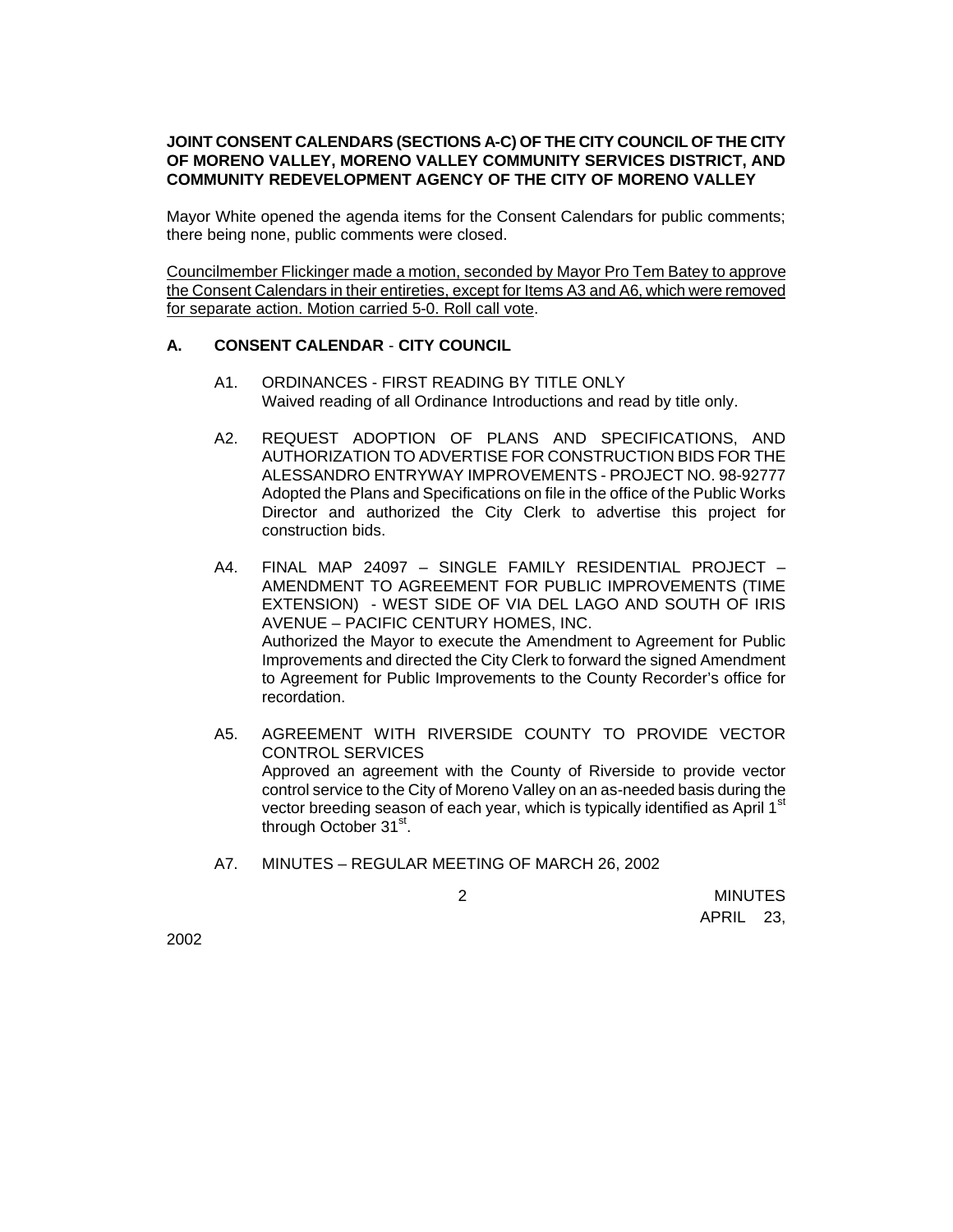**JOINT CONSENT CALENDARS (SECTIONS A-C) OF THE CITY COUNCIL OF THE CITY OF MORENO VALLEY, MORENO VALLEY COMMUNITY SERVICES DISTRICT, AND COMMUNITY REDEVELOPMENT AGENCY OF THE CITY OF MORENO VALLEY**

Mayor White opened the agenda items for the Consent Calendars for public comments; there being none, public comments were closed.

<u>Councilmember Flickinger made a motion, seconded by Mayor Pro Tem Batey to approve the Consent Calendars in their entireties, except for Items A3 and A6, which were removed for separate action. Motion carried 5-0. Roll call vote</u>.

**A. CONSENT CALENDAR - CITY COUNCIL**

A1. ORDINANCES - FIRST READING BY TITLE ONLY
Waived reading of all Ordinance Introductions and read by title only.

A2. REQUEST ADOPTION OF PLANS AND SPECIFICATIONS, AND AUTHORIZATION TO ADVERTISE FOR CONSTRUCTION BIDS FOR THE ALESSANDRO ENTRYWAY IMPROVEMENTS - PROJECT NO. 98-92777
Adopted the Plans and Specifications on file in the office of the Public Works Director and authorized the City Clerk to advertise this project for construction bids.

A4. FINAL MAP 24097 – SINGLE FAMILY RESIDENTIAL PROJECT – AMENDMENT TO AGREEMENT FOR PUBLIC IMPROVEMENTS (TIME EXTENSION) - WEST SIDE OF VIA DEL LAGO AND SOUTH OF IRIS AVENUE – PACIFIC CENTURY HOMES, INC.
Authorized the Mayor to execute the Amendment to Agreement for Public Improvements and directed the City Clerk to forward the signed Amendment to Agreement for Public Improvements to the County Recorder's office for recordation.

A5. AGREEMENT WITH RIVERSIDE COUNTY TO PROVIDE VECTOR CONTROL SERVICES
Approved an agreement with the County of Riverside to provide vector control service to the City of Moreno Valley on an as-needed basis during the vector breeding season of each year, which is typically identified as April 1st through October 31st.

A7. MINUTES – REGULAR MEETING OF MARCH 26, 2002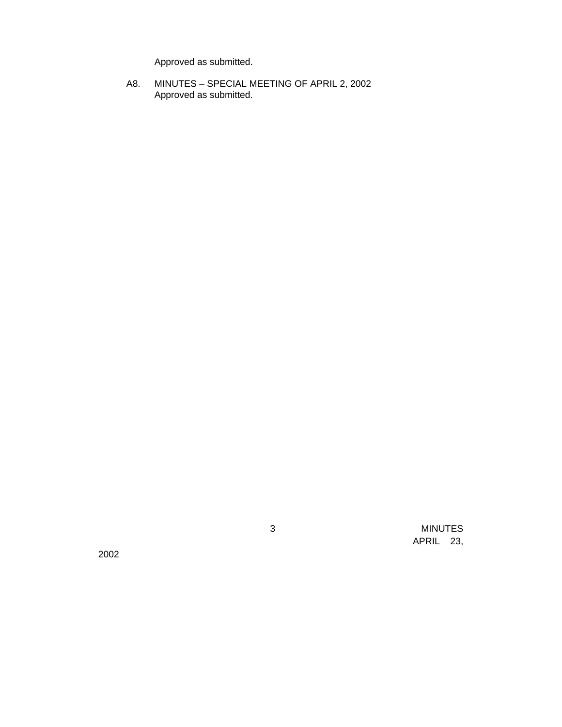Approved as submitted.

A8. MINUTES – SPECIAL MEETING OF APRIL 2, 2002
Approved as submitted.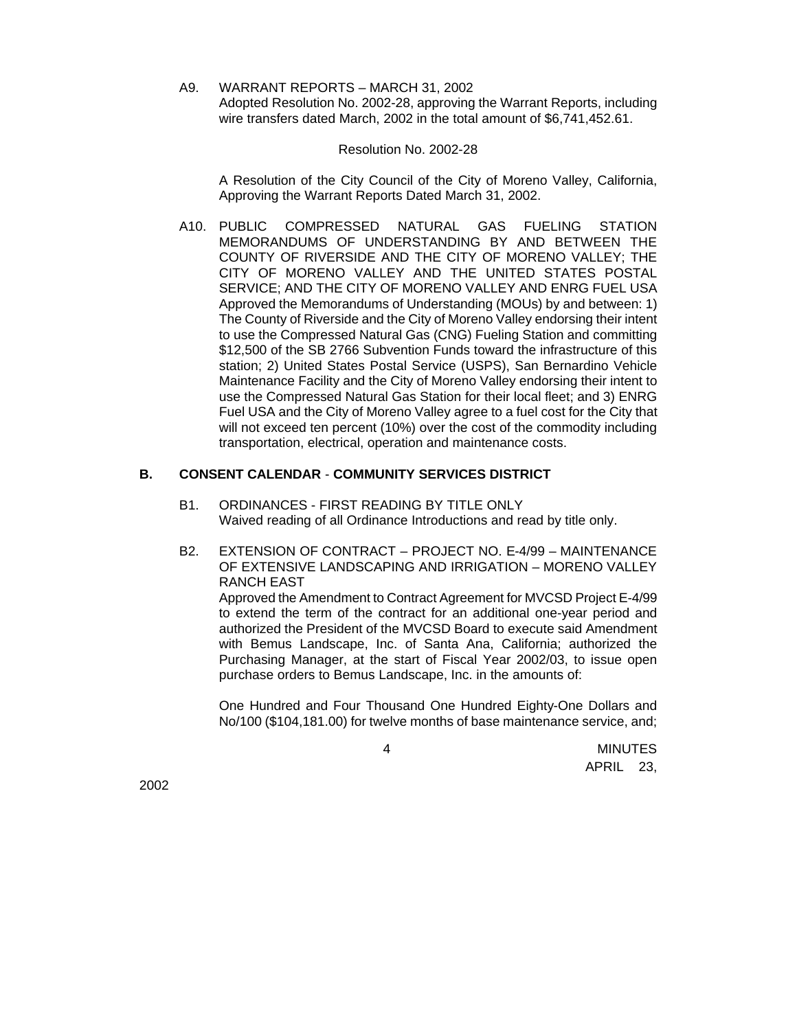A9. WARRANT REPORTS – MARCH 31, 2002
Adopted Resolution No. 2002-28, approving the Warrant Reports, including wire transfers dated March, 2002 in the total amount of $6,741,452.61.

Resolution No. 2002-28

A Resolution of the City Council of the City of Moreno Valley, California, Approving the Warrant Reports Dated March 31, 2002.

A10. PUBLIC COMPRESSED NATURAL GAS FUELING STATION MEMORANDUMS OF UNDERSTANDING BY AND BETWEEN THE COUNTY OF RIVERSIDE AND THE CITY OF MORENO VALLEY; THE CITY OF MORENO VALLEY AND THE UNITED STATES POSTAL SERVICE; AND THE CITY OF MORENO VALLEY AND ENRG FUEL USA
Approved the Memorandums of Understanding (MOUs) by and between: 1) The County of Riverside and the City of Moreno Valley endorsing their intent to use the Compressed Natural Gas (CNG) Fueling Station and committing $12,500 of the SB 2766 Subvention Funds toward the infrastructure of this station; 2) United States Postal Service (USPS), San Bernardino Vehicle Maintenance Facility and the City of Moreno Valley endorsing their intent to use the Compressed Natural Gas Station for their local fleet; and 3) ENRG Fuel USA and the City of Moreno Valley agree to a fuel cost for the City that will not exceed ten percent (10%) over the cost of the commodity including transportation, electrical, operation and maintenance costs.

## B. CONSENT CALENDAR - COMMUNITY SERVICES DISTRICT

B1. ORDINANCES - FIRST READING BY TITLE ONLY
Waived reading of all Ordinance Introductions and read by title only.

B2. EXTENSION OF CONTRACT – PROJECT NO. E-4/99 – MAINTENANCE OF EXTENSIVE LANDSCAPING AND IRRIGATION – MORENO VALLEY RANCH EAST
Approved the Amendment to Contract Agreement for MVCSD Project E-4/99 to extend the term of the contract for an additional one-year period and authorized the President of the MVCSD Board to execute said Amendment with Bemus Landscape, Inc. of Santa Ana, California; authorized the Purchasing Manager, at the start of Fiscal Year 2002/03, to issue open purchase orders to Bemus Landscape, Inc. in the amounts of:

One Hundred and Four Thousand One Hundred Eighty-One Dollars and No/100 ($104,181.00) for twelve months of base maintenance service, and;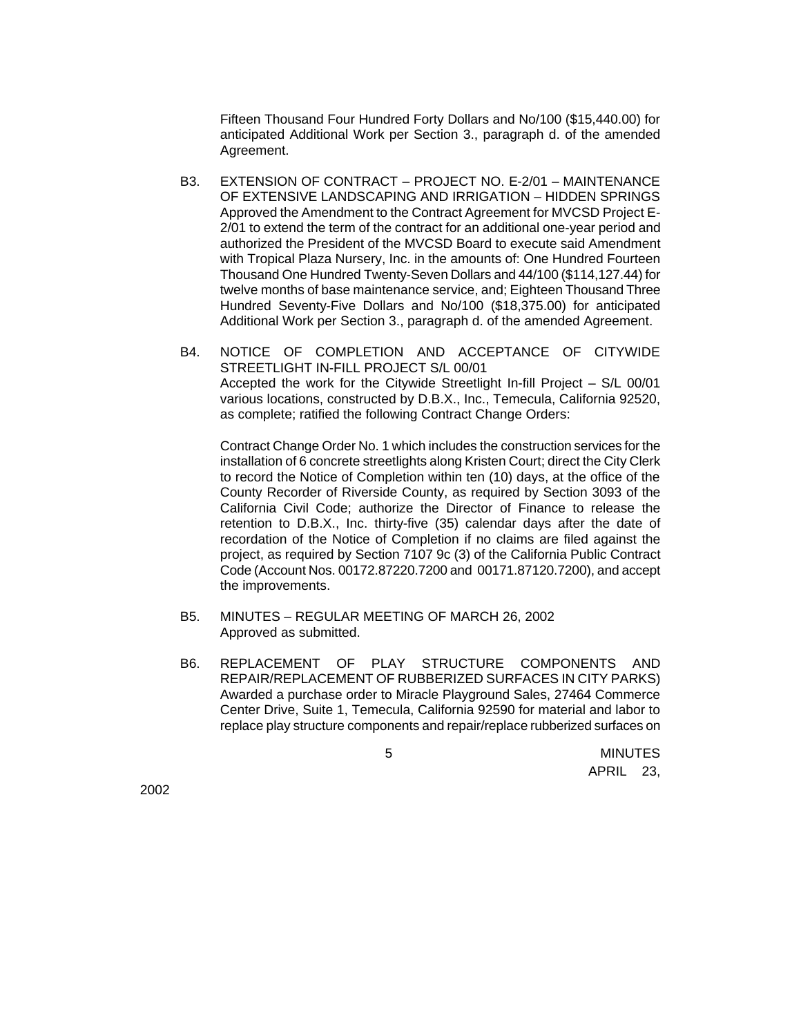Fifteen Thousand Four Hundred Forty Dollars and No/100 ($15,440.00) for anticipated Additional Work per Section 3., paragraph d. of the amended Agreement.

B3. EXTENSION OF CONTRACT – PROJECT NO. E-2/01 – MAINTENANCE OF EXTENSIVE LANDSCAPING AND IRRIGATION – HIDDEN SPRINGS
Approved the Amendment to the Contract Agreement for MVCSD Project E-2/01 to extend the term of the contract for an additional one-year period and authorized the President of the MVCSD Board to execute said Amendment with Tropical Plaza Nursery, Inc. in the amounts of: One Hundred Fourteen Thousand One Hundred Twenty-Seven Dollars and 44/100 ($114,127.44) for twelve months of base maintenance service, and; Eighteen Thousand Three Hundred Seventy-Five Dollars and No/100 ($18,375.00) for anticipated Additional Work per Section 3., paragraph d. of the amended Agreement.

B4. NOTICE OF COMPLETION AND ACCEPTANCE OF CITYWIDE STREETLIGHT IN-FILL PROJECT S/L 00/01
Accepted the work for the Citywide Streetlight In-fill Project – S/L 00/01 various locations, constructed by D.B.X., Inc., Temecula, California 92520, as complete; ratified the following Contract Change Orders:

Contract Change Order No. 1 which includes the construction services for the installation of 6 concrete streetlights along Kristen Court; direct the City Clerk to record the Notice of Completion within ten (10) days, at the office of the County Recorder of Riverside County, as required by Section 3093 of the California Civil Code; authorize the Director of Finance to release the retention to D.B.X., Inc. thirty-five (35) calendar days after the date of recordation of the Notice of Completion if no claims are filed against the project, as required by Section 7107 9c (3) of the California Public Contract Code (Account Nos. 00172.87220.7200 and 00171.87120.7200), and accept the improvements.

B5. MINUTES – REGULAR MEETING OF MARCH 26, 2002
Approved as submitted.

B6. REPLACEMENT OF PLAY STRUCTURE COMPONENTS AND REPAIR/REPLACEMENT OF RUBBERIZED SURFACES IN CITY PARKS)
Awarded a purchase order to Miracle Playground Sales, 27464 Commerce Center Drive, Suite 1, Temecula, California 92590 for material and labor to replace play structure components and repair/replace rubberized surfaces on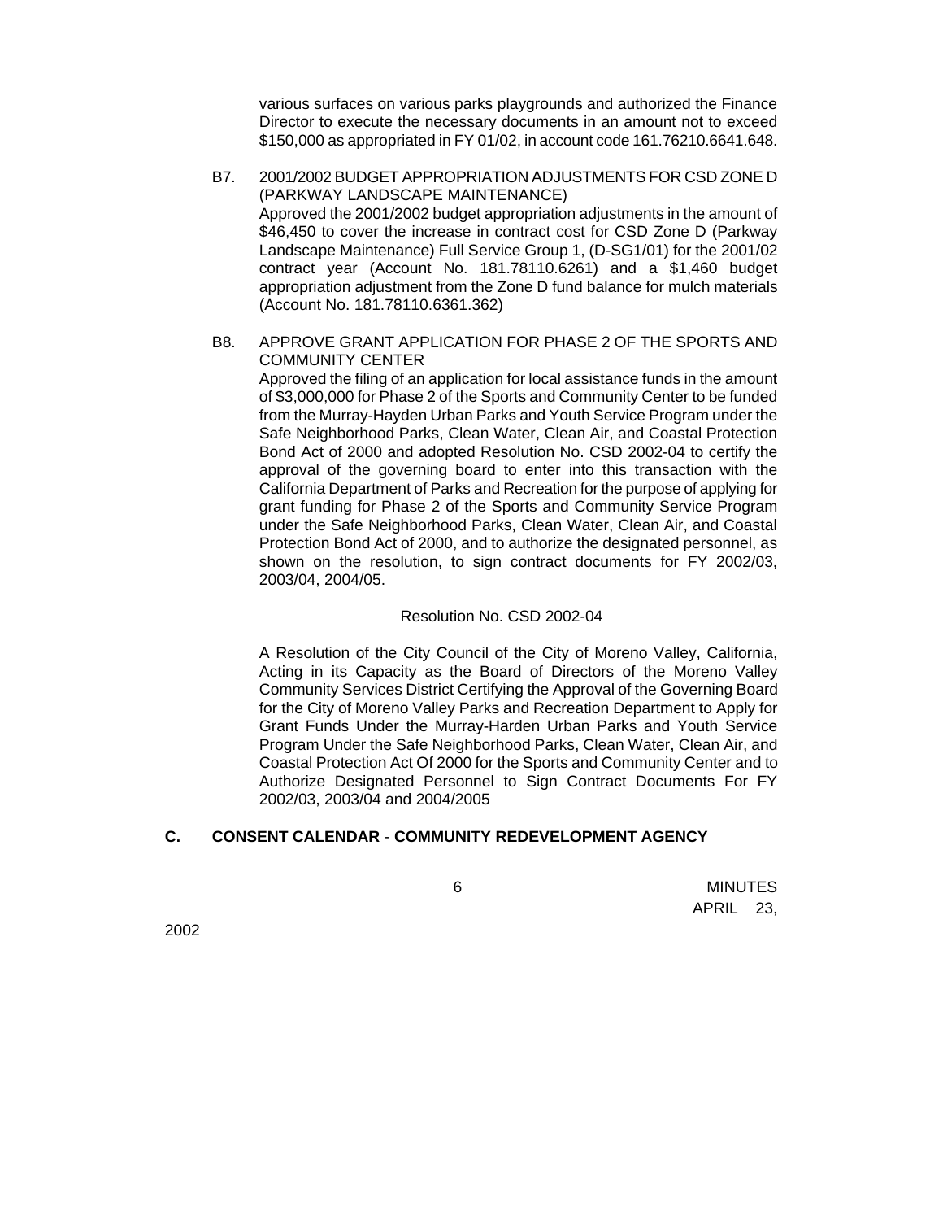various surfaces on various parks playgrounds and authorized the Finance Director to execute the necessary documents in an amount not to exceed $150,000 as appropriated in FY 01/02, in account code 161.76210.6641.648.

B7. 2001/2002 BUDGET APPROPRIATION ADJUSTMENTS FOR CSD ZONE D (PARKWAY LANDSCAPE MAINTENANCE)
Approved the 2001/2002 budget appropriation adjustments in the amount of $46,450 to cover the increase in contract cost for CSD Zone D (Parkway Landscape Maintenance) Full Service Group 1, (D-SG1/01) for the 2001/02 contract year (Account No. 181.78110.6261) and a $1,460 budget appropriation adjustment from the Zone D fund balance for mulch materials (Account No. 181.78110.6361.362)

B8. APPROVE GRANT APPLICATION FOR PHASE 2 OF THE SPORTS AND COMMUNITY CENTER
Approved the filing of an application for local assistance funds in the amount of $3,000,000 for Phase 2 of the Sports and Community Center to be funded from the Murray-Hayden Urban Parks and Youth Service Program under the Safe Neighborhood Parks, Clean Water, Clean Air, and Coastal Protection Bond Act of 2000 and adopted Resolution No. CSD 2002-04 to certify the approval of the governing board to enter into this transaction with the California Department of Parks and Recreation for the purpose of applying for grant funding for Phase 2 of the Sports and Community Service Program under the Safe Neighborhood Parks, Clean Water, Clean Air, and Coastal Protection Bond Act of 2000, and to authorize the designated personnel, as shown on the resolution, to sign contract documents for FY 2002/03, 2003/04, 2004/05.

Resolution No. CSD 2002-04

A Resolution of the City Council of the City of Moreno Valley, California, Acting in its Capacity as the Board of Directors of the Moreno Valley Community Services District Certifying the Approval of the Governing Board for the City of Moreno Valley Parks and Recreation Department to Apply for Grant Funds Under the Murray-Harden Urban Parks and Youth Service Program Under the Safe Neighborhood Parks, Clean Water, Clean Air, and Coastal Protection Act Of 2000 for the Sports and Community Center and to Authorize Designated Personnel to Sign Contract Documents For FY 2002/03, 2003/04 and 2004/2005

**C. CONSENT CALENDAR - COMMUNITY REDEVELOPMENT AGENCY**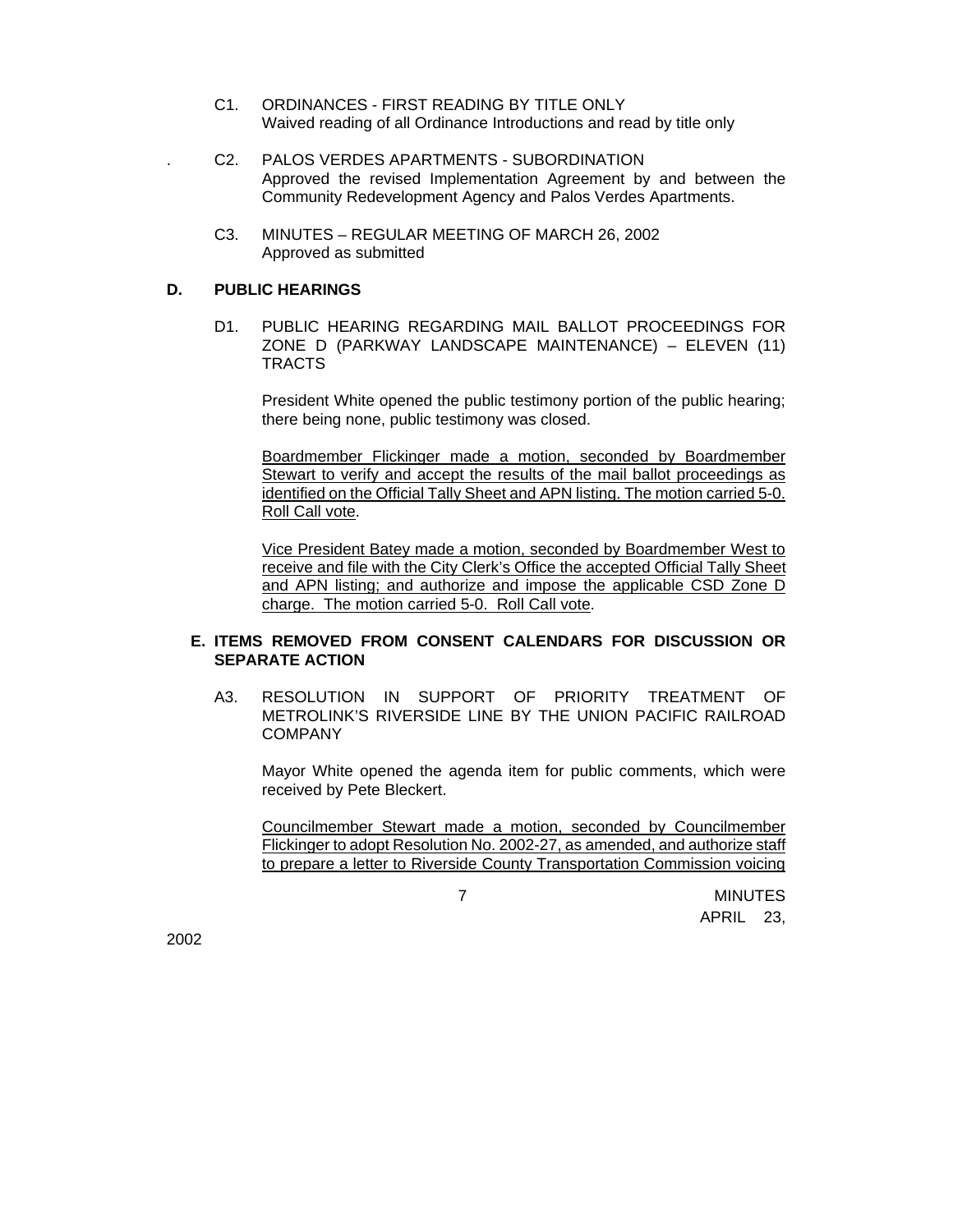C1. ORDINANCES - FIRST READING BY TITLE ONLY
Waived reading of all Ordinance Introductions and read by title only

. C2. PALOS VERDES APARTMENTS - SUBORDINATION
Approved the revised Implementation Agreement by and between the Community Redevelopment Agency and Palos Verdes Apartments.

C3. MINUTES – REGULAR MEETING OF MARCH 26, 2002
Approved as submitted

**D. PUBLIC HEARINGS**

D1. PUBLIC HEARING REGARDING MAIL BALLOT PROCEEDINGS FOR ZONE D (PARKWAY LANDSCAPE MAINTENANCE) – ELEVEN (11) TRACTS

President White opened the public testimony portion of the public hearing; there being none, public testimony was closed.

<u>Boardmember Flickinger made a motion, seconded by Boardmember Stewart to verify and accept the results of the mail ballot proceedings as identified on the Official Tally Sheet and APN listing. The motion carried 5-0. Roll Call vote</u>.

<u>Vice President Batey made a motion, seconded by Boardmember West to receive and file with the City Clerk's Office the accepted Official Tally Sheet and APN listing; and authorize and impose the applicable CSD Zone D charge. The motion carried 5-0. Roll Call vote</u>.

**E. ITEMS REMOVED FROM CONSENT CALENDARS FOR DISCUSSION OR SEPARATE ACTION**

A3. RESOLUTION IN SUPPORT OF PRIORITY TREATMENT OF METROLINK'S RIVERSIDE LINE BY THE UNION PACIFIC RAILROAD COMPANY

Mayor White opened the agenda item for public comments, which were received by Pete Bleckert.

<u>Councilmember Stewart made a motion, seconded by Councilmember Flickinger to adopt Resolution No. 2002-27, as amended, and authorize staff to prepare a letter to Riverside County Transportation Commission voicing</u>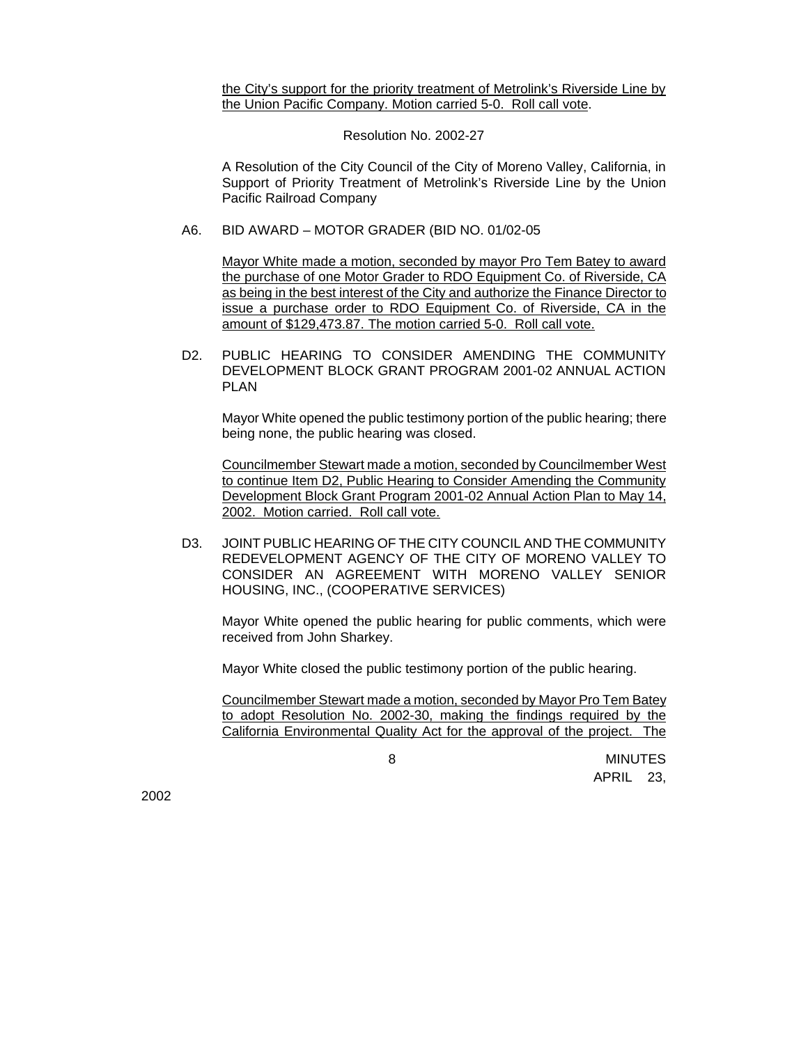the City's support for the priority treatment of Metrolink's Riverside Line by the Union Pacific Company. Motion carried 5-0. Roll call vote.

Resolution No. 2002-27

A Resolution of the City Council of the City of Moreno Valley, California, in Support of Priority Treatment of Metrolink's Riverside Line by the Union Pacific Railroad Company

A6. BID AWARD – MOTOR GRADER (BID NO. 01/02-05

Mayor White made a motion, seconded by mayor Pro Tem Batey to award the purchase of one Motor Grader to RDO Equipment Co. of Riverside, CA as being in the best interest of the City and authorize the Finance Director to issue a purchase order to RDO Equipment Co. of Riverside, CA in the amount of $129,473.87. The motion carried 5-0. Roll call vote.

D2. PUBLIC HEARING TO CONSIDER AMENDING THE COMMUNITY DEVELOPMENT BLOCK GRANT PROGRAM 2001-02 ANNUAL ACTION PLAN

Mayor White opened the public testimony portion of the public hearing; there being none, the public hearing was closed.

Councilmember Stewart made a motion, seconded by Councilmember West to continue Item D2, Public Hearing to Consider Amending the Community Development Block Grant Program 2001-02 Annual Action Plan to May 14, 2002. Motion carried. Roll call vote.

D3. JOINT PUBLIC HEARING OF THE CITY COUNCIL AND THE COMMUNITY REDEVELOPMENT AGENCY OF THE CITY OF MORENO VALLEY TO CONSIDER AN AGREEMENT WITH MORENO VALLEY SENIOR HOUSING, INC., (COOPERATIVE SERVICES)

Mayor White opened the public hearing for public comments, which were received from John Sharkey.

Mayor White closed the public testimony portion of the public hearing.

Councilmember Stewart made a motion, seconded by Mayor Pro Tem Batey to adopt Resolution No. 2002-30, making the findings required by the California Environmental Quality Act for the approval of the project. The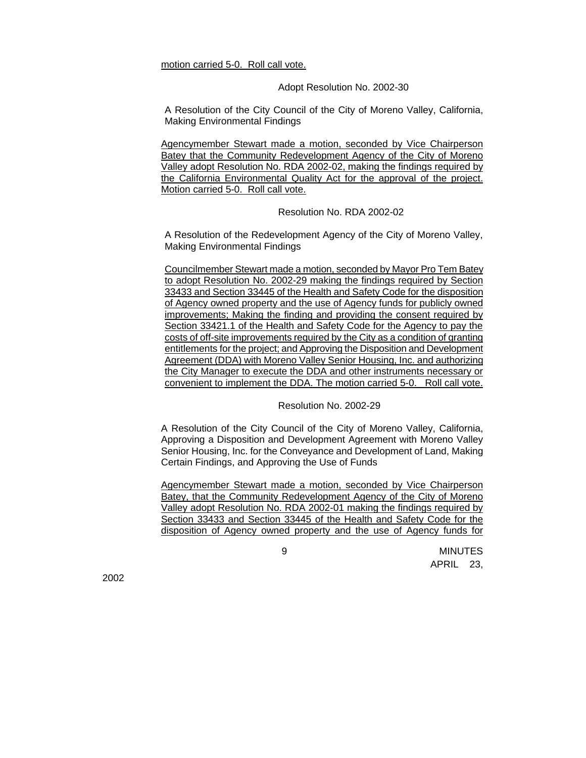motion carried 5-0. Roll call vote.

Adopt Resolution No. 2002-30

A Resolution of the City Council of the City of Moreno Valley, California, Making Environmental Findings

Agencymember Stewart made a motion, seconded by Vice Chairperson Batey that the Community Redevelopment Agency of the City of Moreno Valley adopt Resolution No. RDA 2002-02, making the findings required by the California Environmental Quality Act for the approval of the project. Motion carried 5-0. Roll call vote.

Resolution No. RDA 2002-02

A Resolution of the Redevelopment Agency of the City of Moreno Valley, Making Environmental Findings

Councilmember Stewart made a motion, seconded by Mayor Pro Tem Batey to adopt Resolution No. 2002-29 making the findings required by Section 33433 and Section 33445 of the Health and Safety Code for the disposition of Agency owned property and the use of Agency funds for publicly owned improvements; Making the finding and providing the consent required by Section 33421.1 of the Health and Safety Code for the Agency to pay the costs of off-site improvements required by the City as a condition of granting entitlements for the project; and Approving the Disposition and Development Agreement (DDA) with Moreno Valley Senior Housing, Inc. and authorizing the City Manager to execute the DDA and other instruments necessary or convenient to implement the DDA. The motion carried 5-0. Roll call vote.

Resolution No. 2002-29

A Resolution of the City Council of the City of Moreno Valley, California, Approving a Disposition and Development Agreement with Moreno Valley Senior Housing, Inc. for the Conveyance and Development of Land, Making Certain Findings, and Approving the Use of Funds

Agencymember Stewart made a motion, seconded by Vice Chairperson Batey, that the Community Redevelopment Agency of the City of Moreno Valley adopt Resolution No. RDA 2002-01 making the findings required by Section 33433 and Section 33445 of the Health and Safety Code for the disposition of Agency owned property and the use of Agency funds for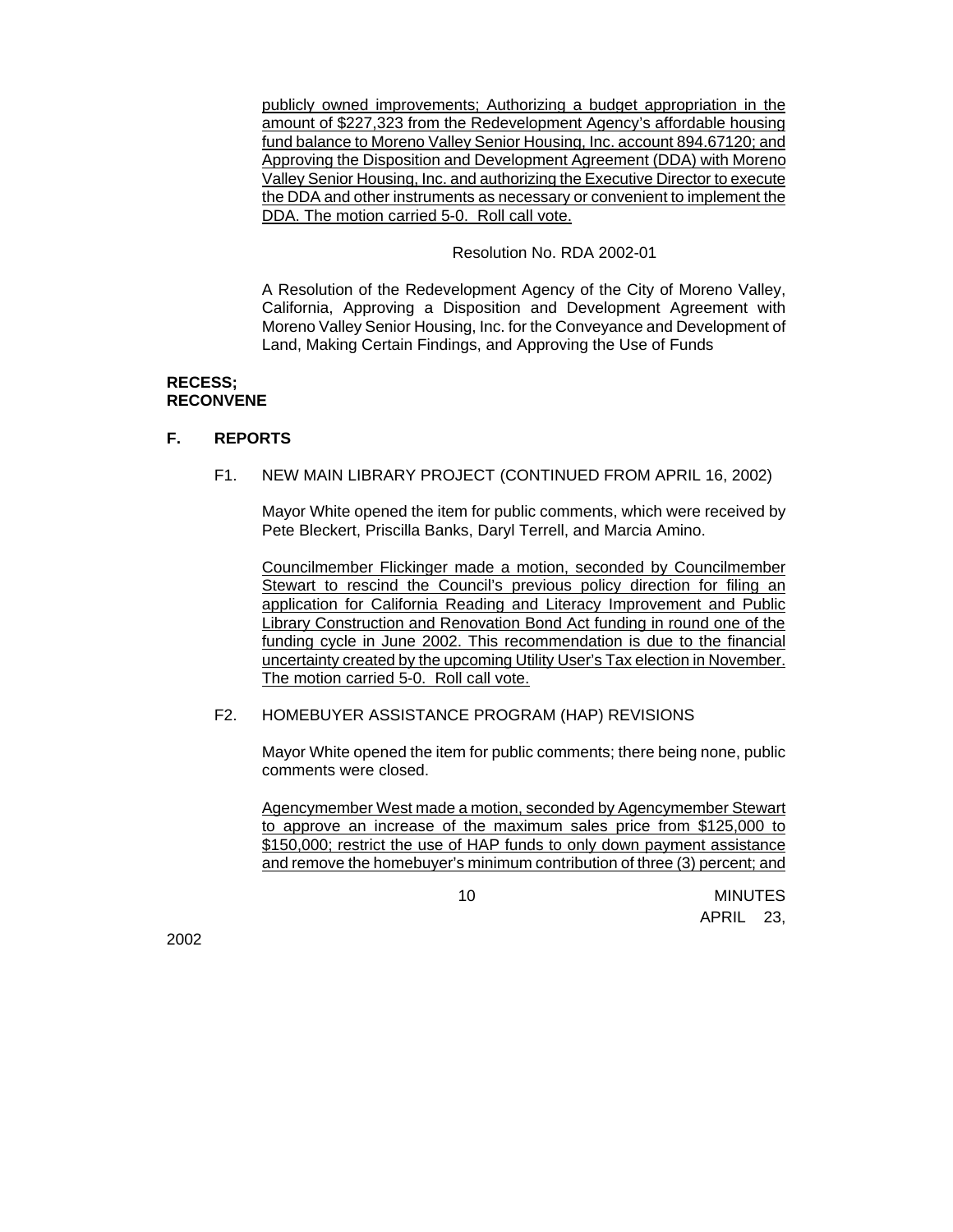publicly owned improvements; Authorizing a budget appropriation in the amount of $227,323 from the Redevelopment Agency's affordable housing fund balance to Moreno Valley Senior Housing, Inc. account 894.67120; and Approving the Disposition and Development Agreement (DDA) with Moreno Valley Senior Housing, Inc. and authorizing the Executive Director to execute the DDA and other instruments as necessary or convenient to implement the DDA. The motion carried 5-0. Roll call vote.

Resolution No. RDA 2002-01

A Resolution of the Redevelopment Agency of the City of Moreno Valley, California, Approving a Disposition and Development Agreement with Moreno Valley Senior Housing, Inc. for the Conveyance and Development of Land, Making Certain Findings, and Approving the Use of Funds

**RECESS;**
**RECONVENE**

## F. REPORTS

F1. NEW MAIN LIBRARY PROJECT (CONTINUED FROM APRIL 16, 2002)

Mayor White opened the item for public comments, which were received by Pete Bleckert, Priscilla Banks, Daryl Terrell, and Marcia Amino.

Councilmember Flickinger made a motion, seconded by Councilmember Stewart to rescind the Council's previous policy direction for filing an application for California Reading and Literacy Improvement and Public Library Construction and Renovation Bond Act funding in round one of the funding cycle in June 2002. This recommendation is due to the financial uncertainty created by the upcoming Utility User's Tax election in November. The motion carried 5-0. Roll call vote.

F2. HOMEBUYER ASSISTANCE PROGRAM (HAP) REVISIONS

Mayor White opened the item for public comments; there being none, public comments were closed.

Agencymember West made a motion, seconded by Agencymember Stewart to approve an increase of the maximum sales price from $125,000 to $150,000; restrict the use of HAP funds to only down payment assistance and remove the homebuyer's minimum contribution of three (3) percent; and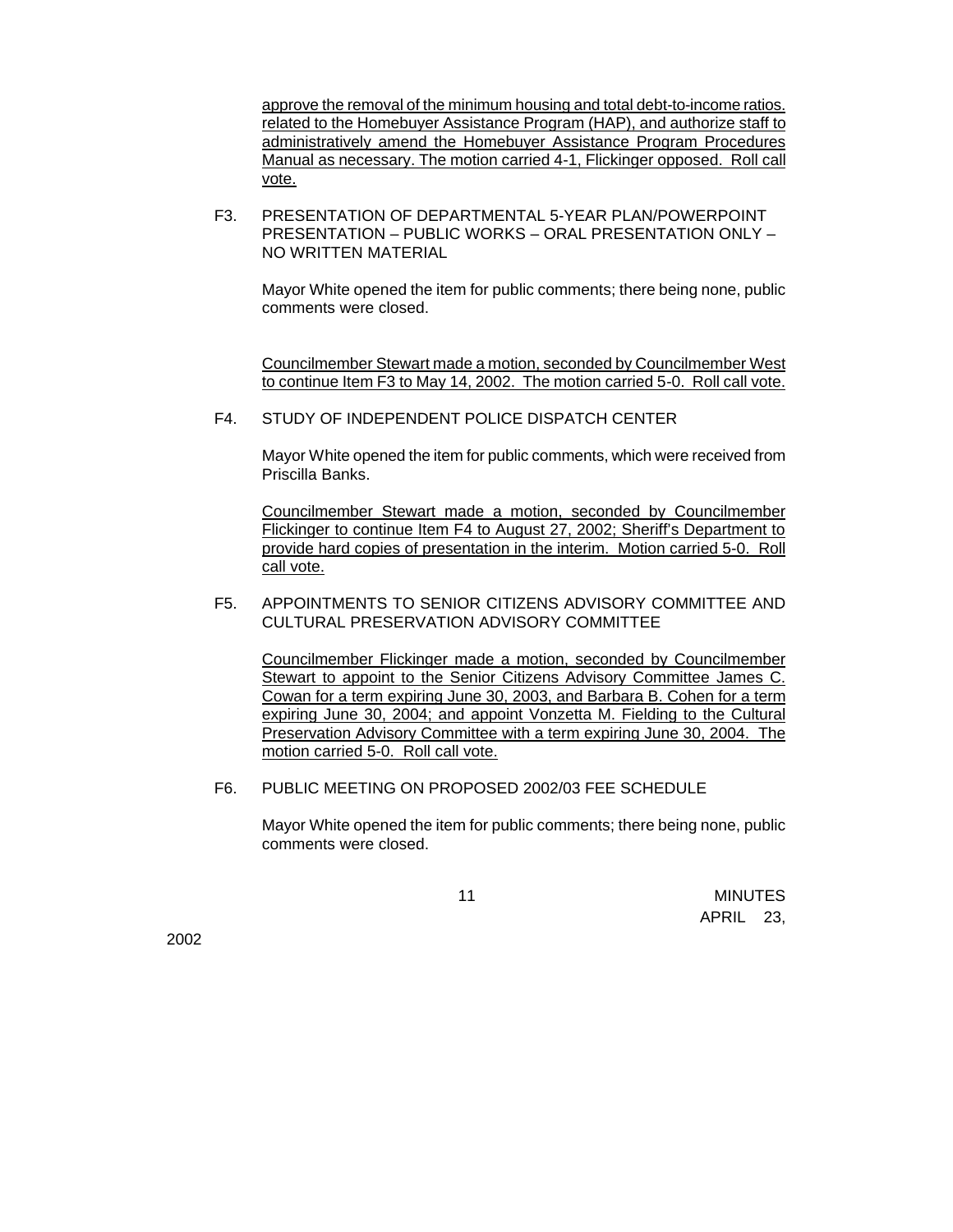approve the removal of the minimum housing and total debt-to-income ratios. related to the Homebuyer Assistance Program (HAP), and authorize staff to administratively amend the Homebuyer Assistance Program Procedures Manual as necessary. The motion carried 4-1, Flickinger opposed. Roll call vote.

F3. PRESENTATION OF DEPARTMENTAL 5-YEAR PLAN/POWERPOINT PRESENTATION – PUBLIC WORKS – ORAL PRESENTATION ONLY – NO WRITTEN MATERIAL

Mayor White opened the item for public comments; there being none, public comments were closed.

Councilmember Stewart made a motion, seconded by Councilmember West to continue Item F3 to May 14, 2002. The motion carried 5-0. Roll call vote.

F4. STUDY OF INDEPENDENT POLICE DISPATCH CENTER

Mayor White opened the item for public comments, which were received from Priscilla Banks.

Councilmember Stewart made a motion, seconded by Councilmember Flickinger to continue Item F4 to August 27, 2002; Sheriff's Department to provide hard copies of presentation in the interim. Motion carried 5-0. Roll call vote.

F5. APPOINTMENTS TO SENIOR CITIZENS ADVISORY COMMITTEE AND CULTURAL PRESERVATION ADVISORY COMMITTEE

Councilmember Flickinger made a motion, seconded by Councilmember Stewart to appoint to the Senior Citizens Advisory Committee James C. Cowan for a term expiring June 30, 2003, and Barbara B. Cohen for a term expiring June 30, 2004; and appoint Vonzetta M. Fielding to the Cultural Preservation Advisory Committee with a term expiring June 30, 2004. The motion carried 5-0. Roll call vote.

F6. PUBLIC MEETING ON PROPOSED 2002/03 FEE SCHEDULE

Mayor White opened the item for public comments; there being none, public comments were closed.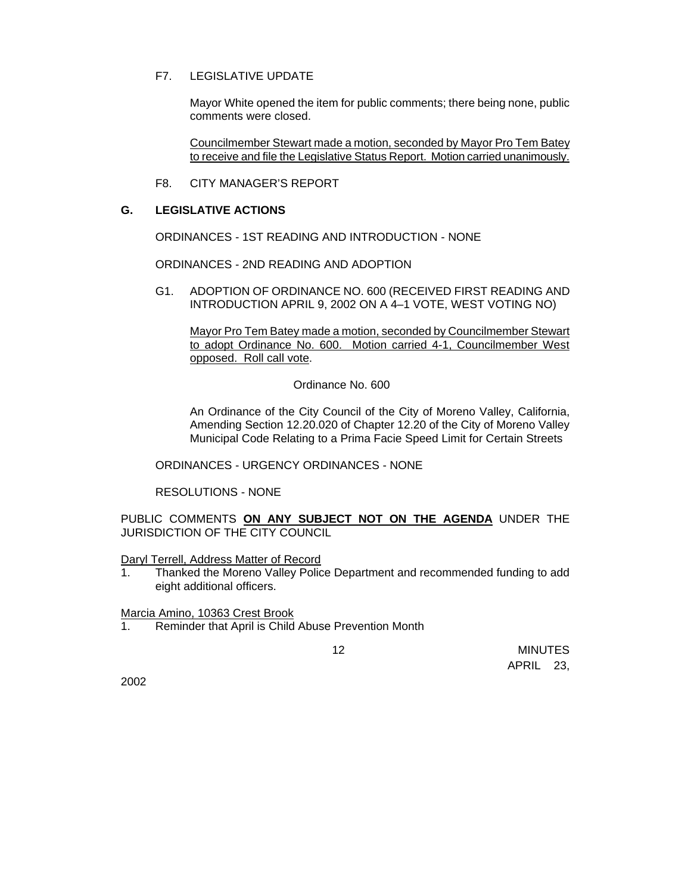F7. LEGISLATIVE UPDATE

Mayor White opened the item for public comments; there being none, public comments were closed.

Councilmember Stewart made a motion, seconded by Mayor Pro Tem Batey to receive and file the Legislative Status Report. Motion carried unanimously.

F8. CITY MANAGER'S REPORT

## G. LEGISLATIVE ACTIONS

ORDINANCES - 1ST READING AND INTRODUCTION - NONE

ORDINANCES - 2ND READING AND ADOPTION

G1. ADOPTION OF ORDINANCE NO. 600 (RECEIVED FIRST READING AND INTRODUCTION APRIL 9, 2002 ON A 4–1 VOTE, WEST VOTING NO)

Mayor Pro Tem Batey made a motion, seconded by Councilmember Stewart to adopt Ordinance No. 600. Motion carried 4-1, Councilmember West opposed. Roll call vote.

Ordinance No. 600

An Ordinance of the City Council of the City of Moreno Valley, California, Amending Section 12.20.020 of Chapter 12.20 of the City of Moreno Valley Municipal Code Relating to a Prima Facie Speed Limit for Certain Streets

ORDINANCES - URGENCY ORDINANCES - NONE

RESOLUTIONS - NONE

PUBLIC COMMENTS **ON ANY SUBJECT NOT ON THE AGENDA** UNDER THE JURISDICTION OF THE CITY COUNCIL

Daryl Terrell, Address Matter of Record

1. Thanked the Moreno Valley Police Department and recommended funding to add eight additional officers.

Marcia Amino, 10363 Crest Brook

1. Reminder that April is Child Abuse Prevention Month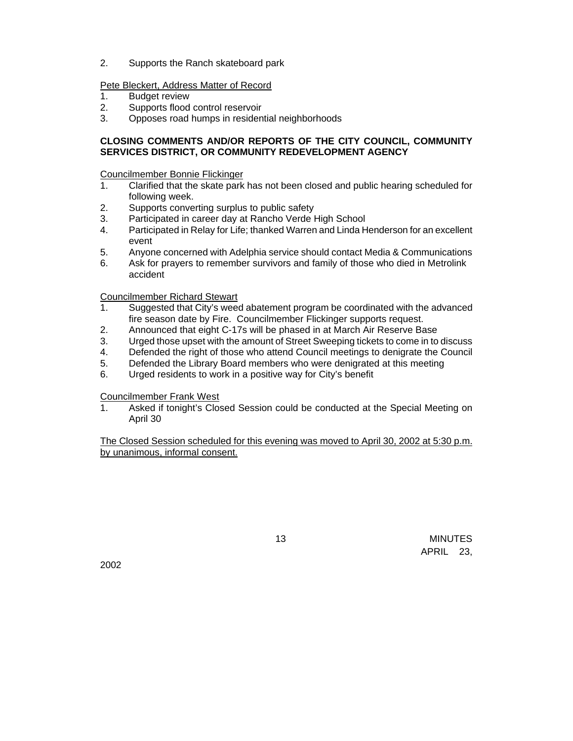2. Supports the Ranch skateboard park

Pete Bleckert, Address Matter of Record

1. Budget review
2. Supports flood control reservoir
3. Opposes road humps in residential neighborhoods

**CLOSING COMMENTS AND/OR REPORTS OF THE CITY COUNCIL, COMMUNITY SERVICES DISTRICT, OR COMMUNITY REDEVELOPMENT AGENCY**

Councilmember Bonnie Flickinger

1. Clarified that the skate park has not been closed and public hearing scheduled for following week.
2. Supports converting surplus to public safety
3. Participated in career day at Rancho Verde High School
4. Participated in Relay for Life; thanked Warren and Linda Henderson for an excellent event
5. Anyone concerned with Adelphia service should contact Media & Communications
6. Ask for prayers to remember survivors and family of those who died in Metrolink accident

Councilmember Richard Stewart

1. Suggested that City's weed abatement program be coordinated with the advanced fire season date by Fire. Councilmember Flickinger supports request.
2. Announced that eight C-17s will be phased in at March Air Reserve Base
3. Urged those upset with the amount of Street Sweeping tickets to come in to discuss
4. Defended the right of those who attend Council meetings to denigrate the Council
5. Defended the Library Board members who were denigrated at this meeting
6. Urged residents to work in a positive way for City's benefit

Councilmember Frank West

1. Asked if tonight's Closed Session could be conducted at the Special Meeting on April 30

The Closed Session scheduled for this evening was moved to April 30, 2002 at 5:30 p.m. by unanimous, informal consent.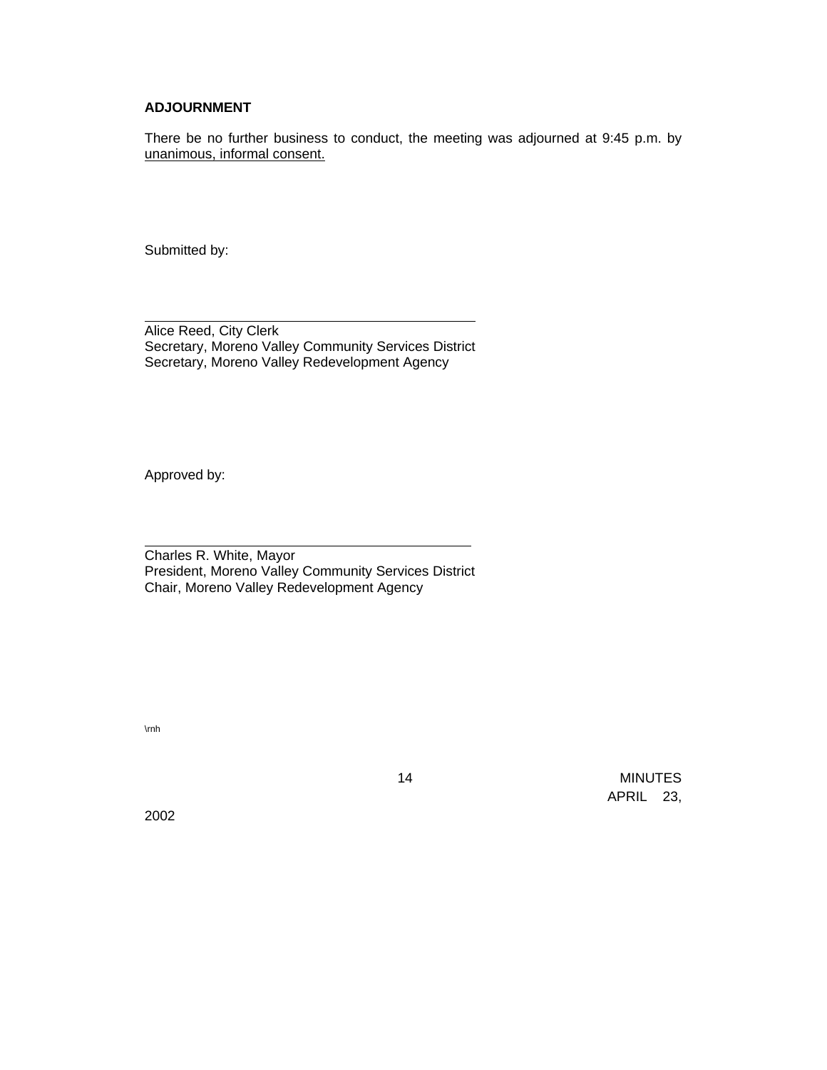**ADJOURNMENT**

There be no further business to conduct, the meeting was adjourned at 9:45 p.m. by unanimous, informal consent.

Submitted by:

\_\_\_\_\_\_\_\_\_\_\_\_\_\_\_\_\_\_\_\_\_\_\_\_\_\_\_\_\_\_\_\_\_\_\_\_\_\_\_\_

Alice Reed, City Clerk
Secretary, Moreno Valley Community Services District
Secretary, Moreno Valley Redevelopment Agency

Approved by:

\_\_\_\_\_\_\_\_\_\_\_\_\_\_\_\_\_\_\_\_\_\_\_\_\_\_\_\_\_\_\_\_\_\_\_\_\_\_\_\_

Charles R. White, Mayor
President, Moreno Valley Community Services District
Chair, Moreno Valley Redevelopment Agency

\rnh